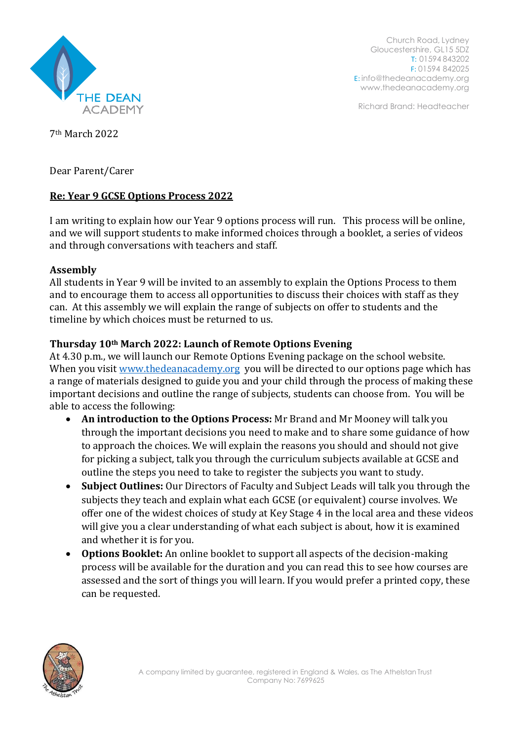Church Road, Lydney
Gloucestershire, GL15 5DZ
T: 01594 843202
F: 01594 842025
E: info@thedeanacademy.org
www.thedeanacademy.org

Richard Brand: Headteacher

7th March 2022

Dear Parent/Carer

**Re: Year 9 GCSE Options Process 2022**

I am writing to explain how our Year 9 options process will run. This process will be online, and we will support students to make informed choices through a booklet, a series of videos and through conversations with teachers and staff.

**Assembly**

All students in Year 9 will be invited to an assembly to explain the Options Process to them and to encourage them to access all opportunities to discuss their choices with staff as they can. At this assembly we will explain the range of subjects on offer to students and the timeline by which choices must be returned to us.

**Thursday 10th March 2022: Launch of Remote Options Evening**

At 4.30 p.m., we will launch our Remote Options Evening package on the school website. When you visit www.thedeanacademy.org you will be directed to our options page which has a range of materials designed to guide you and your child through the process of making these important decisions and outline the range of subjects, students can choose from. You will be able to access the following:

- **An introduction to the Options Process:** Mr Brand and Mr Mooney will talk you through the important decisions you need to make and to share some guidance of how to approach the choices. We will explain the reasons you should and should not give for picking a subject, talk you through the curriculum subjects available at GCSE and outline the steps you need to take to register the subjects you want to study.
- **Subject Outlines:** Our Directors of Faculty and Subject Leads will talk you through the subjects they teach and explain what each GCSE (or equivalent) course involves. We offer one of the widest choices of study at Key Stage 4 in the local area and these videos will give you a clear understanding of what each subject is about, how it is examined and whether it is for you.
- **Options Booklet:** An online booklet to support all aspects of the decision-making process will be available for the duration and you can read this to see how courses are assessed and the sort of things you will learn. If you would prefer a printed copy, these can be requested.

A company limited by guarantee, registered in England & Wales, as The Athelstan Trust
Company No: 7699625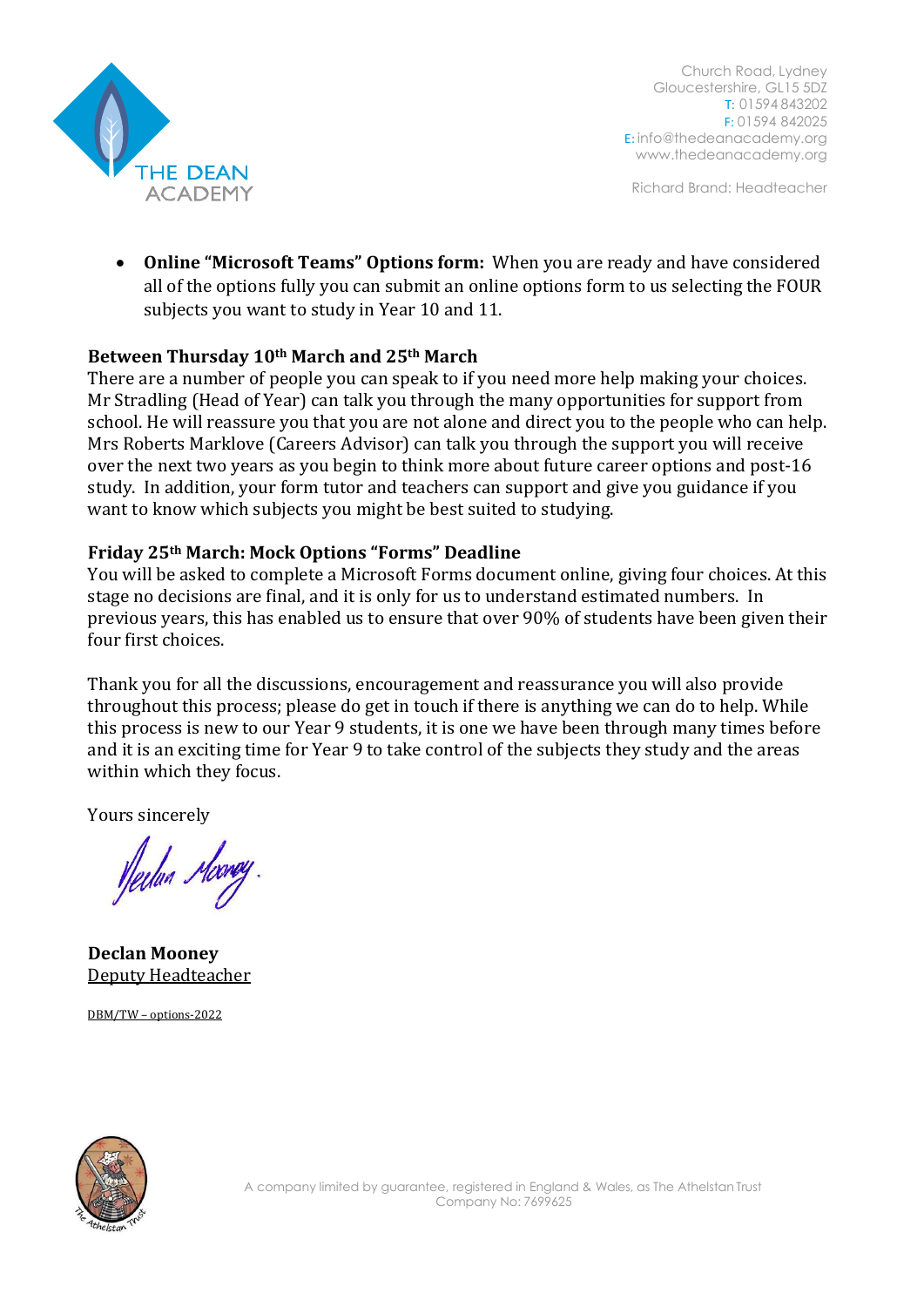- **Online "Microsoft Teams" Options form:** When you are ready and have considered all of the options fully you can submit an online options form to us selecting the FOUR subjects you want to study in Year 10 and 11.

**Between Thursday 10th March and 25th March**

There are a number of people you can speak to if you need more help making your choices. Mr Stradling (Head of Year) can talk you through the many opportunities for support from school. He will reassure you that you are not alone and direct you to the people who can help. Mrs Roberts Marklove (Careers Advisor) can talk you through the support you will receive over the next two years as you begin to think more about future career options and post-16 study. In addition, your form tutor and teachers can support and give you guidance if you want to know which subjects you might be best suited to studying.

**Friday 25th March: Mock Options "Forms" Deadline**

You will be asked to complete a Microsoft Forms document online, giving four choices. At this stage no decisions are final, and it is only for us to understand estimated numbers. In previous years, this has enabled us to ensure that over 90% of students have been given their four first choices.

Thank you for all the discussions, encouragement and reassurance you will also provide throughout this process; please do get in touch if there is anything we can do to help. While this process is new to our Year 9 students, it is one we have been through many times before and it is an exciting time for Year 9 to take control of the subjects they study and the areas within which they focus.

Yours sincerely

**Declan Mooney**
Deputy Headteacher

DBM/TW – options-2022